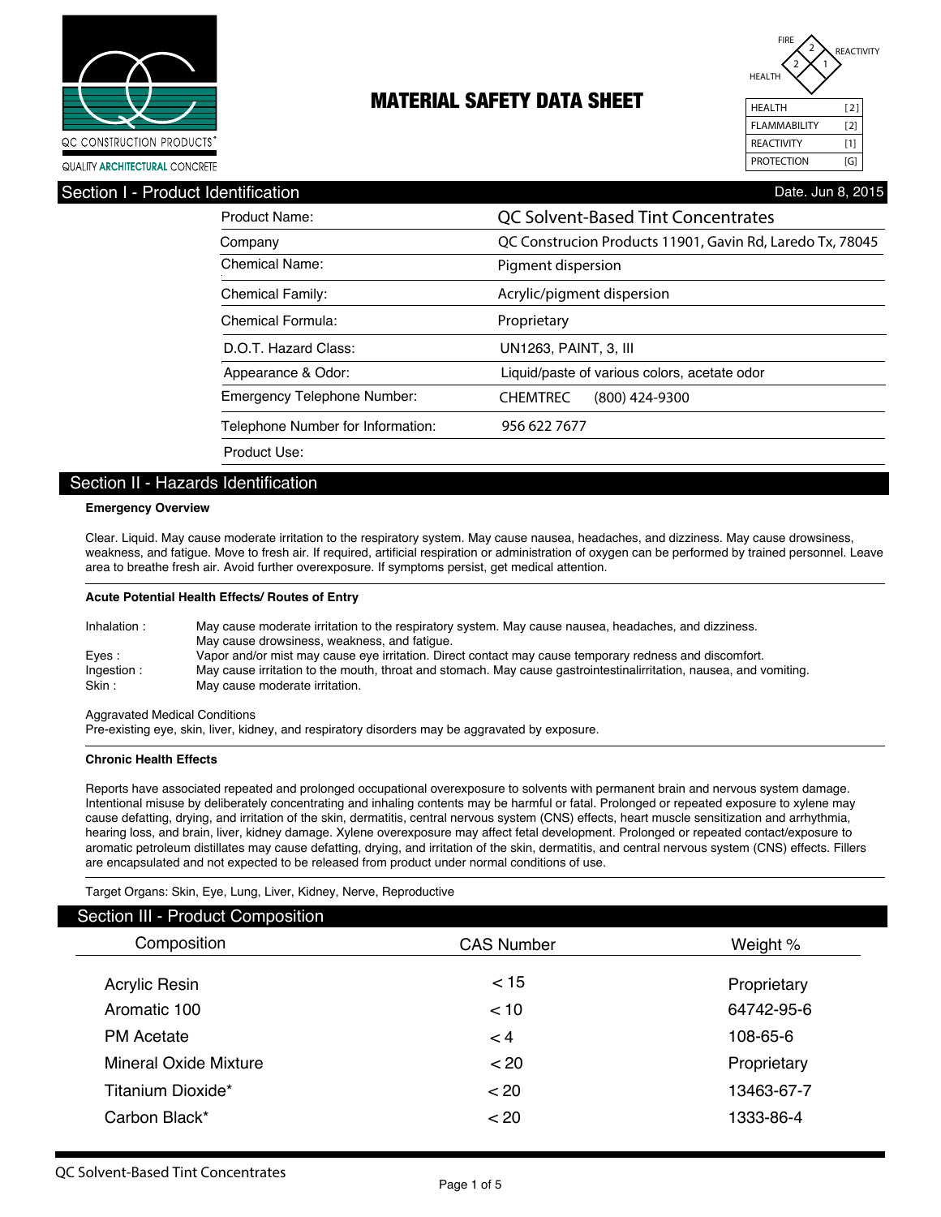QC CONSTRUCTION PRODUCTS®

QUALITY **ARCHITECTURAL** CONCRETE

# MATERIAL SAFETY DATA SHEET

FIRE 2, HEALTH 2, REACTIVITY 1

| HEALTH | [2] |
|---|---|
| FLAMMABILITY | [2] |
| REACTIVITY | [1] |
| PROTECTION | [G] |

## Section I - Product Identification

Date. Jun 8, 2015

| | |
|---|---|
| Product Name: | QC Solvent-Based Tint Concentrates |
| Company | QC Construcion Products 11901, Gavin Rd, Laredo Tx, 78045 |
| Chemical Name: | Pigment dispersion |
| Chemical Family: | Acrylic/pigment dispersion |
| Chemical Formula: | Proprietary |
| D.O.T. Hazard Class: | UN1263, PAINT, 3, III |
| Appearance & Odor: | Liquid/paste of various colors, acetate odor |
| Emergency Telephone Number: | CHEMTREC (800) 424-9300 |
| Telephone Number for Information: | 956 622 7677 |
| Product Use: | |

## Section II - Hazards Identification

**Emergency Overview**

Clear. Liquid. May cause moderate irritation to the respiratory system. May cause nausea, headaches, and dizziness. May cause drowsiness, weakness, and fatigue. Move to fresh air. If required, artificial respiration or administration of oxygen can be performed by trained personnel. Leave area to breathe fresh air. Avoid further overexposure. If symptoms persist, get medical attention.

**Acute Potential Health Effects/ Routes of Entry**

| | |
|---|---|
| Inhalation : | May cause moderate irritation to the respiratory system. May cause nausea, headaches, and dizziness. May cause drowsiness, weakness, and fatigue. |
| Eyes : | Vapor and/or mist may cause eye irritation. Direct contact may cause temporary redness and discomfort. |
| Ingestion : | May cause irritation to the mouth, throat and stomach. May cause gastrointestinalirritation, nausea, and vomiting. |
| Skin : | May cause moderate irritation. |

Aggravated Medical Conditions

Pre-existing eye, skin, liver, kidney, and respiratory disorders may be aggravated by exposure.

**Chronic Health Effects**

Reports have associated repeated and prolonged occupational overexposure to solvents with permanent brain and nervous system damage. Intentional misuse by deliberately concentrating and inhaling contents may be harmful or fatal. Prolonged or repeated exposure to xylene may cause defatting, drying, and irritation of the skin, dermatitis, central nervous system (CNS) effects, heart muscle sensitization and arrhythmia, hearing loss, and brain, liver, kidney damage. Xylene overexposure may affect fetal development. Prolonged or repeated contact/exposure to aromatic petroleum distillates may cause defatting, drying, and irritation of the skin, dermatitis, and central nervous system (CNS) effects. Fillers are encapsulated and not expected to be released from product under normal conditions of use.

Target Organs: Skin, Eye, Lung, Liver, Kidney, Nerve, Reproductive

## Section III - Product Composition

| Composition | CAS Number | Weight % |
|---|---|---|
| Acrylic Resin | < 15 | Proprietary |
| Aromatic 100 | < 10 | 64742-95-6 |
| PM Acetate | < 4 | 108-65-6 |
| Mineral Oxide Mixture | < 20 | Proprietary |
| Titanium Dioxide* | < 20 | 13463-67-7 |
| Carbon Black* | < 20 | 1333-86-4 |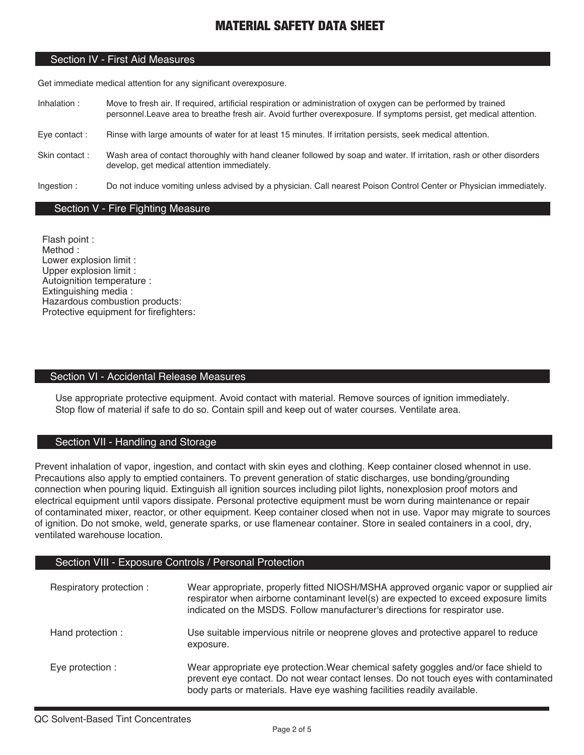# MATERIAL SAFETY DATA SHEET

## Section IV - First Aid Measures

Get immediate medical attention for any significant overexposure.

**Inhalation :** Move to fresh air. If required, artificial respiration or administration of oxygen can be performed by trained personnel.Leave area to breathe fresh air. Avoid further overexposure. If symptoms persist, get medical attention.

**Eye contact :** Rinse with large amounts of water for at least 15 minutes. If irritation persists, seek medical attention.

**Skin contact :** Wash area of contact thoroughly with hand cleaner followed by soap and water. If irritation, rash or other disorders develop, get medical attention immediately.

**Ingestion :** Do not induce vomiting unless advised by a physician. Call nearest Poison Control Center or Physician immediately.

## Section V - Fire Fighting Measure

Flash point :
Method :
Lower explosion limit :
Upper explosion limit :
Autoignition temperature :
Extinguishing media :
Hazardous combustion products:
Protective equipment for firefighters:

## Section VI - Accidental Release Measures

Use appropriate protective equipment. Avoid contact with material. Remove sources of ignition immediately. Stop flow of material if safe to do so. Contain spill and keep out of water courses. Ventilate area.

## Section VII - Handling and Storage

Prevent inhalation of vapor, ingestion, and contact with skin eyes and clothing. Keep container closed whennot in use. Precautions also apply to emptied containers. To prevent generation of static discharges, use bonding/grounding connection when pouring liquid. Extinguish all ignition sources including pilot lights, nonexplosion proof motors and electrical equipment until vapors dissipate. Personal protective equipment must be worn during maintenance or repair of contaminated mixer, reactor, or other equipment. Keep container closed when not in use. Vapor may migrate to sources of ignition. Do not smoke, weld, generate sparks, or use flamenear container. Store in sealed containers in a cool, dry, ventilated warehouse location.

## Section VIII - Exposure Controls / Personal Protection

**Respiratory protection :** Wear appropriate, properly fitted NIOSH/MSHA approved organic vapor or supplied air respirator when airborne contaminant level(s) are expected to exceed exposure limits indicated on the MSDS. Follow manufacturer's directions for respirator use.

**Hand protection :** Use suitable impervious nitrile or neoprene gloves and protective apparel to reduce exposure.

**Eye protection :** Wear appropriate eye protection.Wear chemical safety goggles and/or face shield to prevent eye contact. Do not wear contact lenses. Do not touch eyes with contaminated body parts or materials. Have eye washing facilities readily available.

QC Solvent-Based Tint Concentrates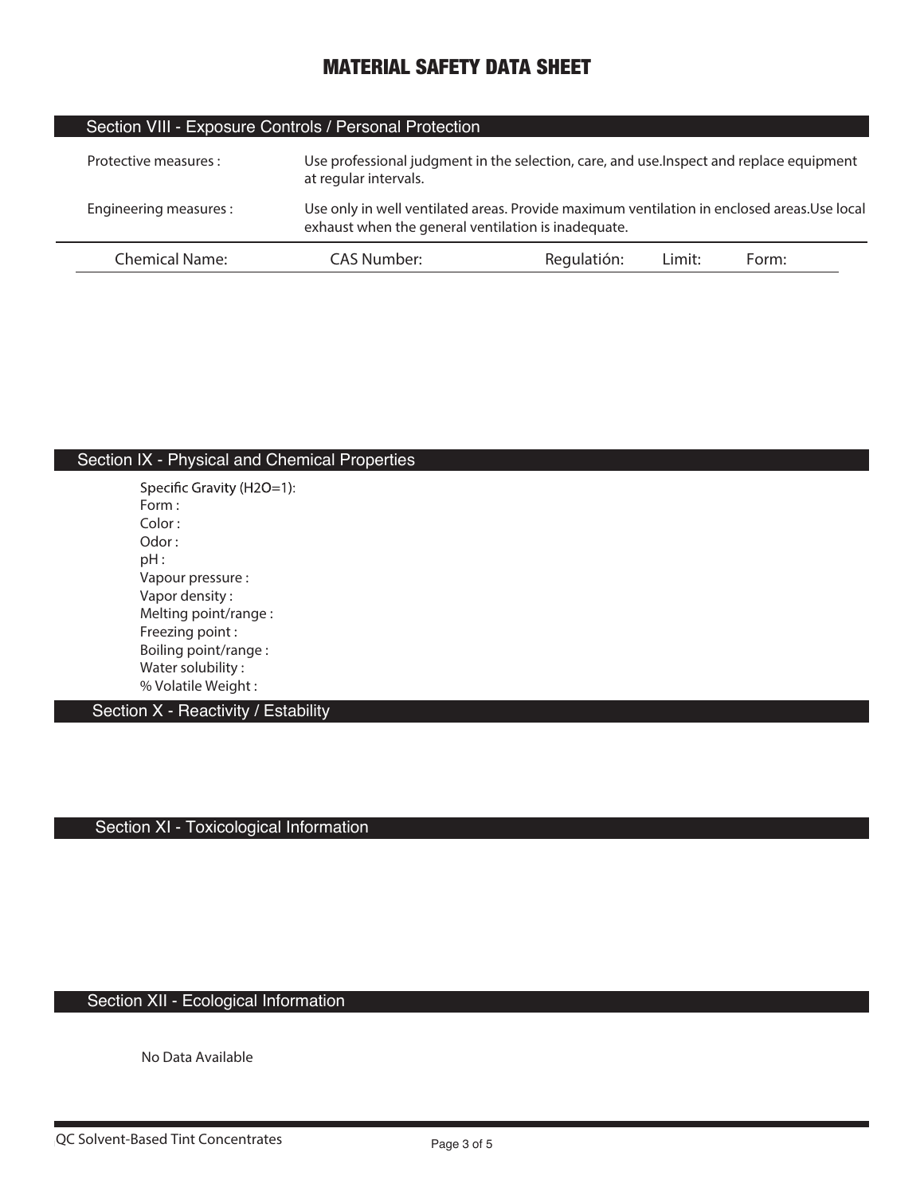# MATERIAL SAFETY DATA SHEET

## Section VIII - Exposure Controls / Personal Protection

Protective measures : Use professional judgment in the selection, care, and use.Inspect and replace equipment at regular intervals.

Engineering measures : Use only in well ventilated areas. Provide maximum ventilation in enclosed areas.Use local exhaust when the general ventilation is inadequate.

| Chemical Name: | CAS Number: | Regulatión: | Limit: | Form: |
| --- | --- | --- | --- | --- |

## Section IX - Physical and Chemical Properties

Specific Gravity ($H_2O$=1):
Form :
Color :
Odor :
pH :
Vapour pressure :
Vapor density :
Melting point/range :
Freezing point :
Boiling point/range :
Water solubility :
% Volatile Weight :

## Section X - Reactivity / Estability

## Section XI - Toxicological Information

## Section XII - Ecological Information

No Data Available

QC Solvent-Based Tint Concentrates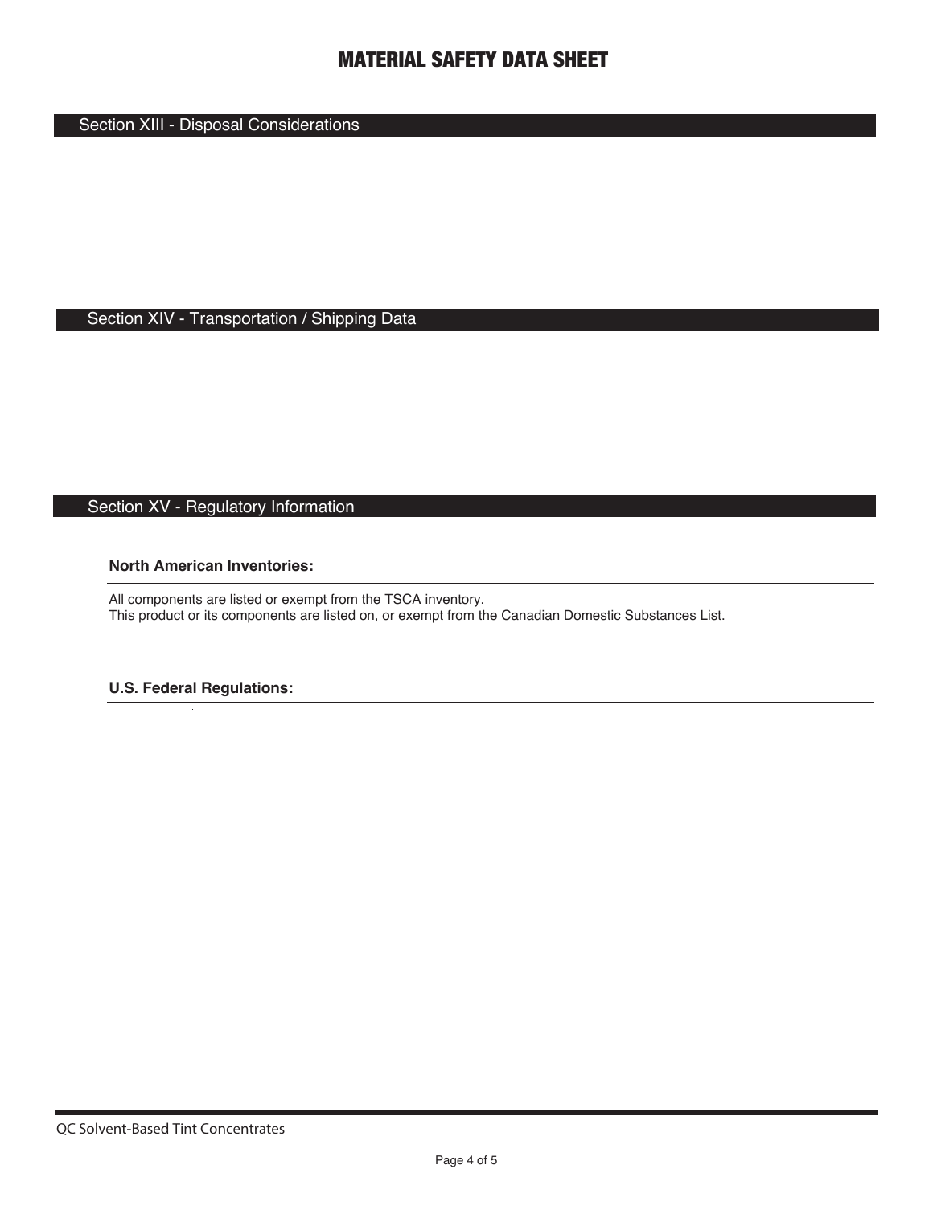# MATERIAL SAFETY DATA SHEET

## Section XIII - Disposal Considerations

## Section XIV - Transportation / Shipping Data

## Section XV - Regulatory Information

**North American Inventories:**

All components are listed or exempt from the TSCA inventory.
This product or its components are listed on, or exempt from the Canadian Domestic Substances List.

**U.S. Federal Regulations:**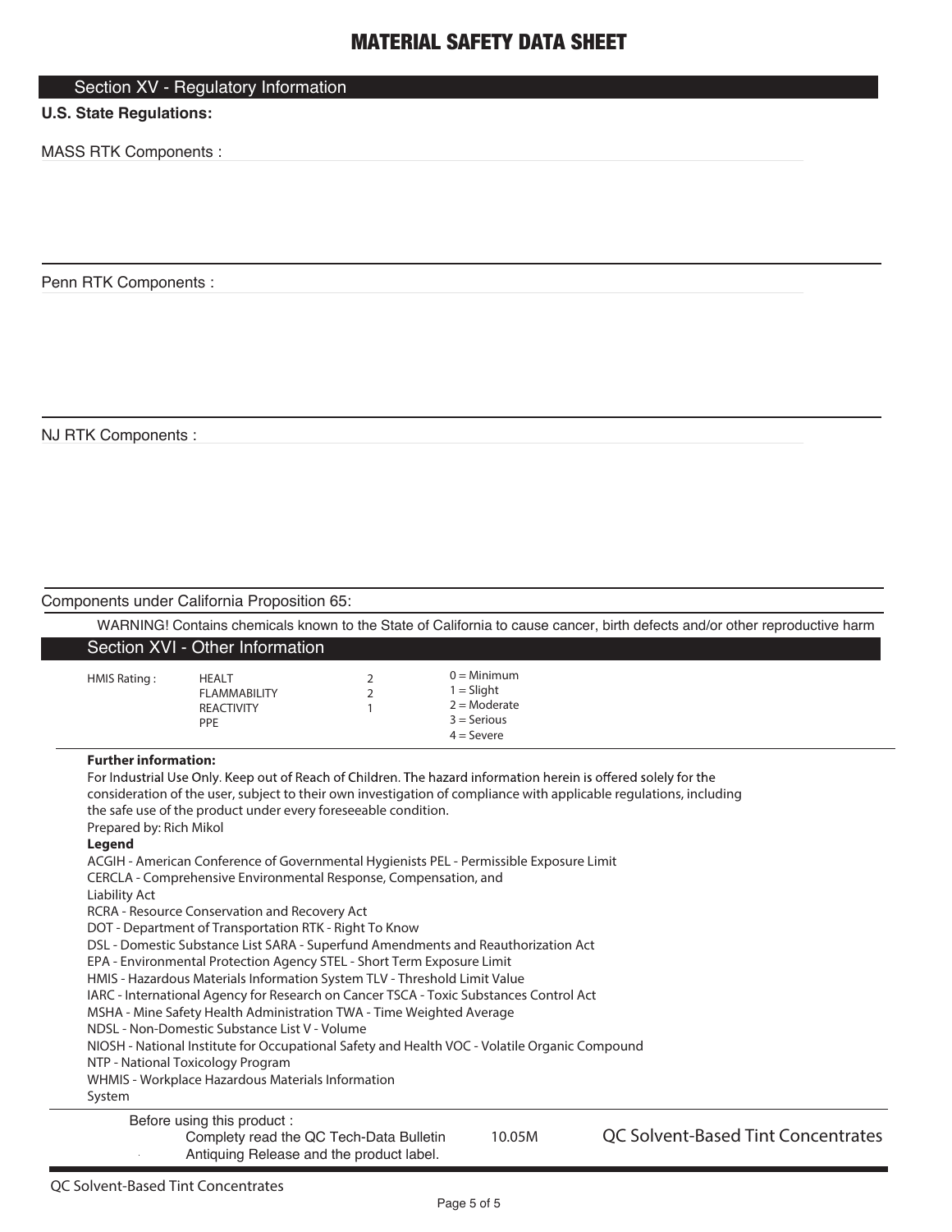# MATERIAL SAFETY DATA SHEET

## Section XV - Regulatory Information

**U.S. State Regulations:**

MASS RTK Components :

Penn RTK Components :

NJ RTK Components :

Components under California Proposition 65:

WARNING! Contains chemicals known to the State of California to cause cancer, birth defects and/or other reproductive harm

## Section XVI - Other Information

| | | | |
|---|---|---|---|
| HMIS Rating : | HEALT | 2 | 0 = Minimum |
| | FLAMMABILITY | 2 | 1 = Slight |
| | REACTIVITY | 1 | 2 = Moderate |
| | PPE | | 3 = Serious |
| | | | 4 = Severe |

**Further information:**

For Industrial Use Only. Keep out of Reach of Children. The hazard information herein is offered solely for the consideration of the user, subject to their own investigation of compliance with applicable regulations, including the safe use of the product under every foreseeable condition.

Prepared by: Rich Mikol

**Legend**

ACGIH - American Conference of Governmental Hygienists PEL - Permissible Exposure Limit
CERCLA - Comprehensive Environmental Response, Compensation, and Liability Act
RCRA - Resource Conservation and Recovery Act
DOT - Department of Transportation RTK - Right To Know
DSL - Domestic Substance List SARA - Superfund Amendments and Reauthorization Act
EPA - Environmental Protection Agency STEL - Short Term Exposure Limit
HMIS - Hazardous Materials Information System TLV - Threshold Limit Value
IARC - International Agency for Research on Cancer TSCA - Toxic Substances Control Act
MSHA - Mine Safety Health Administration TWA - Time Weighted Average
NDSL - Non-Domestic Substance List V - Volume
NIOSH - National Institute for Occupational Safety and Health VOC - Volatile Organic Compound
NTP - National Toxicology Program
WHMIS - Workplace Hazardous Materials Information System

Before using this product :
Complety read the QC Tech-Data Bulletin Antiquing Release and the product label.

10.05M

QC Solvent-Based Tint Concentrates